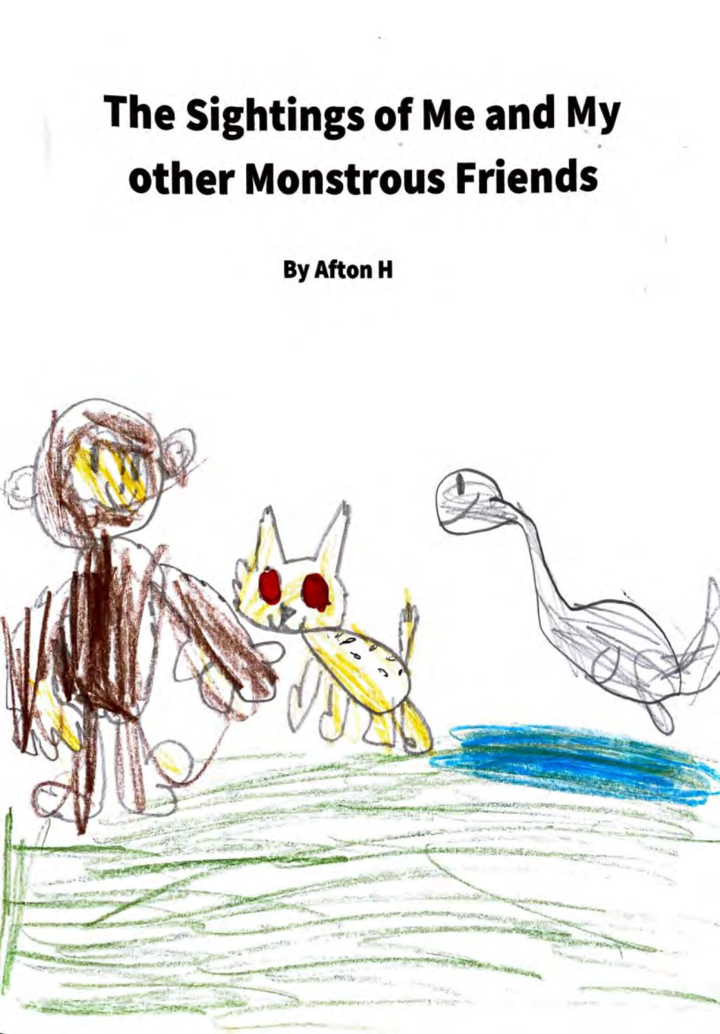# The Sightings of Me and My other Monstrous Friends

**By Afton H**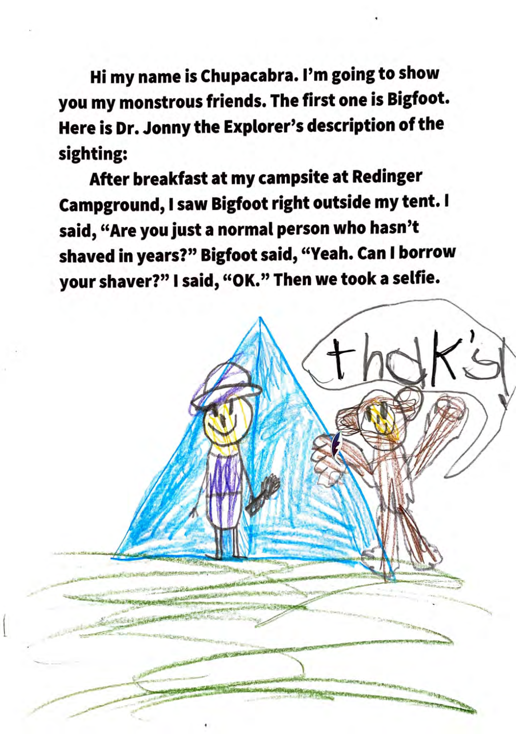Hi my name is Chupacabra. I'm going to show you my monstrous friends. The first one is Bigfoot. Here is Dr. Jonny the Explorer's description of the sighting:

After breakfast at my campsite at Redinger Campground, I saw Bigfoot right outside my tent. I said, "Are you just a normal person who hasn't shaved in years?" Bigfoot said, "Yeah. Can I borrow your shaver?" I said, "OK." Then we took a selfie.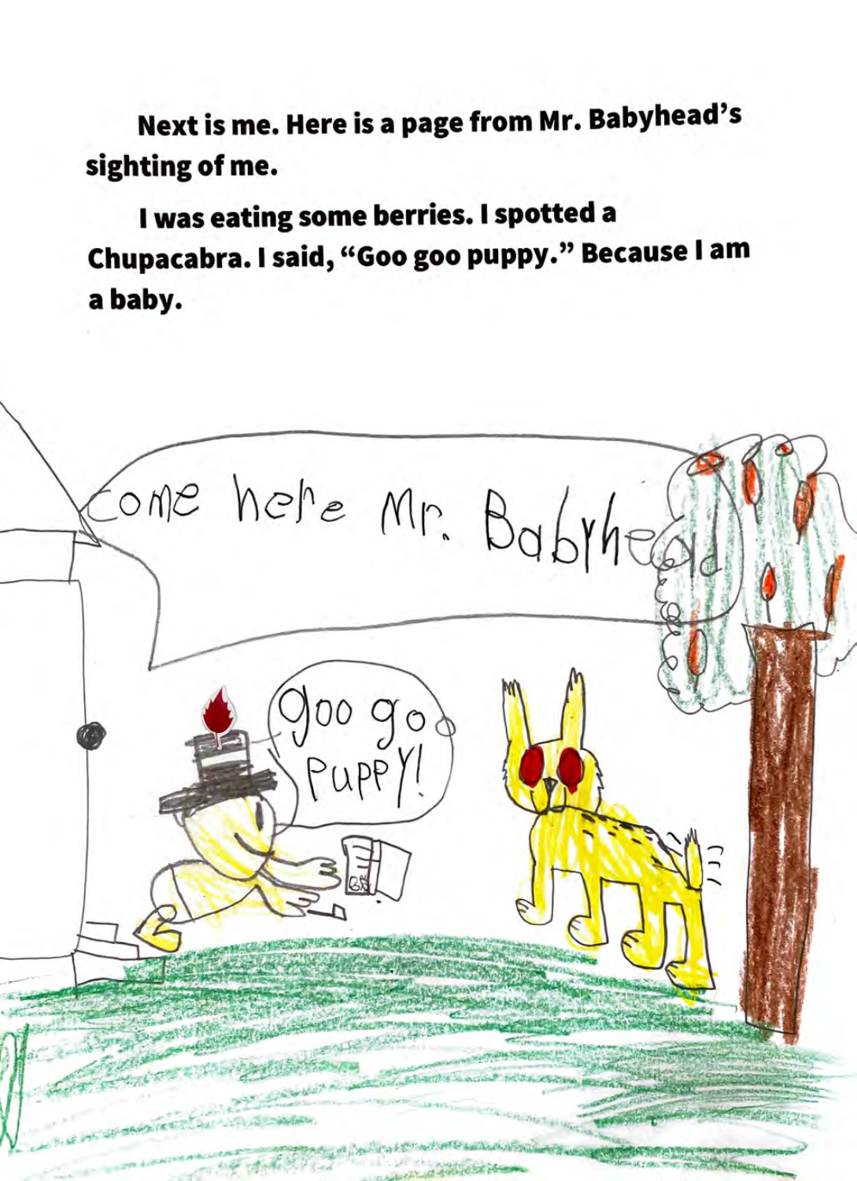Next is me. Here is a page from Mr. Babyhead's sighting of me.

I was eating some berries. I spotted a Chupacabra. I said, "Goo goo puppy." Because I am a baby.

Come here Mr. Babyhead

Goo goo Puppy!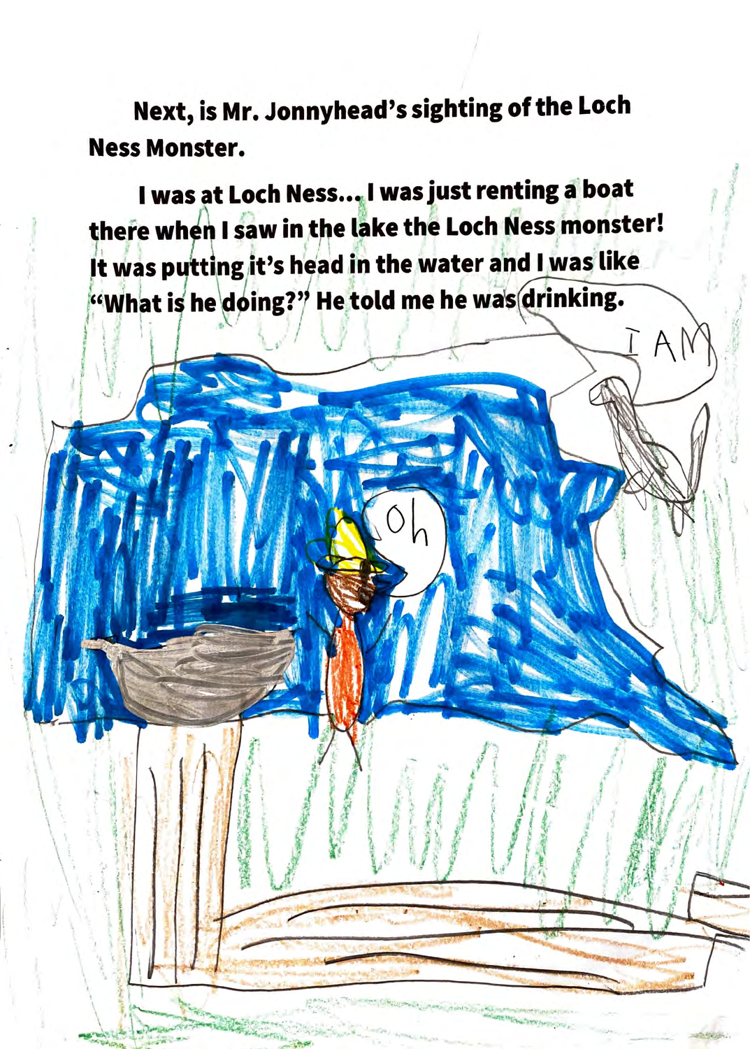**Next, is Mr. Jonnyhead's sighting of the Loch Ness Monster.**

**I was at Loch Ness... I was just renting a boat there when I saw in the lake the Loch Ness monster! It was putting it's head in the water and I was like "What is he doing?" He told me he was drinking.**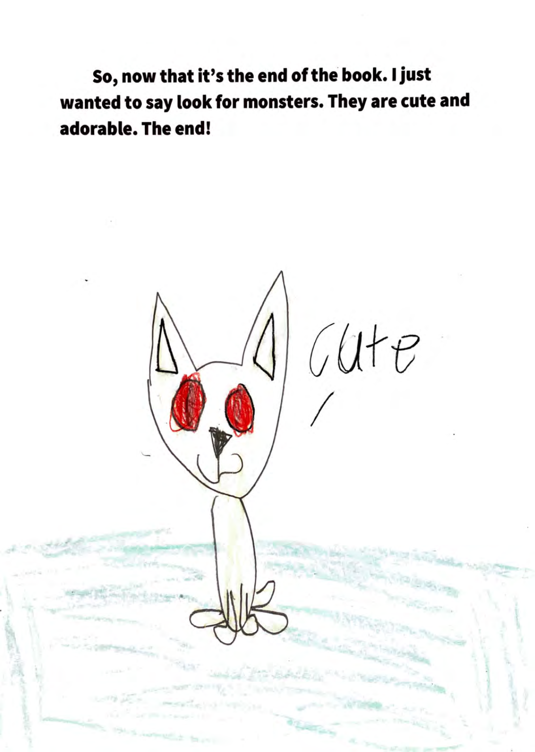So, now that it's the end of the book. I just wanted to say look for monsters. They are cute and adorable. The end!